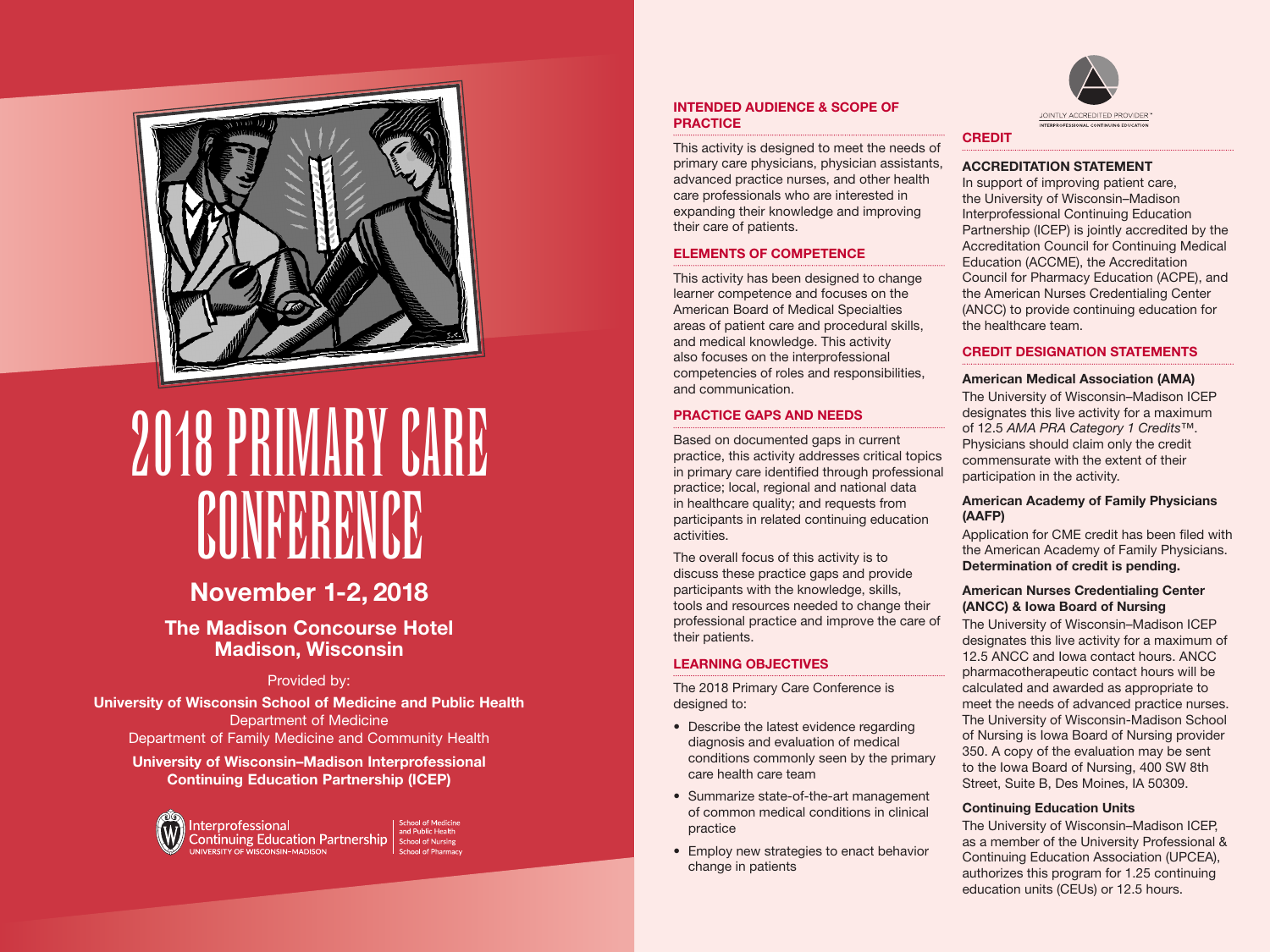# 2018 PRIMARY CARE CONFERENCE

## November 1-2, 2018

### The Madison Concourse Hotel
### Madison, Wisconsin

Provided by:

**University of Wisconsin School of Medicine and Public Health**
Department of Medicine
Department of Family Medicine and Community Health

**University of Wisconsin–Madison Interprofessional Continuing Education Partnership (ICEP)**

Interprofessional Continuing Education Partnership
UNIVERSITY OF WISCONSIN–MADISON
School of Medicine and Public Health
School of Nursing
School of Pharmacy

## INTENDED AUDIENCE & SCOPE OF PRACTICE

This activity is designed to meet the needs of primary care physicians, physician assistants, advanced practice nurses, and other health care professionals who are interested in expanding their knowledge and improving their care of patients.

## ELEMENTS OF COMPETENCE

This activity has been designed to change learner competence and focuses on the American Board of Medical Specialties areas of patient care and procedural skills, and medical knowledge. This activity also focuses on the interprofessional competencies of roles and responsibilities, and communication.

## PRACTICE GAPS AND NEEDS

Based on documented gaps in current practice, this activity addresses critical topics in primary care identified through professional practice; local, regional and national data in healthcare quality; and requests from participants in related continuing education activities.

The overall focus of this activity is to discuss these practice gaps and provide participants with the knowledge, skills, tools and resources needed to change their professional practice and improve the care of their patients.

## LEARNING OBJECTIVES

The 2018 Primary Care Conference is designed to:

- Describe the latest evidence regarding diagnosis and evaluation of medical conditions commonly seen by the primary care health care team
- Summarize state-of-the-art management of common medical conditions in clinical practice
- Employ new strategies to enact behavior change in patients

JOINTLY ACCREDITED PROVIDER™
INTERPROFESSIONAL CONTINUING EDUCATION

## CREDIT

### ACCREDITATION STATEMENT

In support of improving patient care, the University of Wisconsin–Madison Interprofessional Continuing Education Partnership (ICEP) is jointly accredited by the Accreditation Council for Continuing Medical Education (ACCME), the Accreditation Council for Pharmacy Education (ACPE), and the American Nurses Credentialing Center (ANCC) to provide continuing education for the healthcare team.

### CREDIT DESIGNATION STATEMENTS

**American Medical Association (AMA)**

The University of Wisconsin–Madison ICEP designates this live activity for a maximum of 12.5 *AMA PRA Category 1 Credits*™. Physicians should claim only the credit commensurate with the extent of their participation in the activity.

**American Academy of Family Physicians (AAFP)**

Application for CME credit has been filed with the American Academy of Family Physicians. **Determination of credit is pending.**

**American Nurses Credentialing Center (ANCC) & Iowa Board of Nursing**

The University of Wisconsin–Madison ICEP designates this live activity for a maximum of 12.5 ANCC and Iowa contact hours. ANCC pharmacotherapeutic contact hours will be calculated and awarded as appropriate to meet the needs of advanced practice nurses. The University of Wisconsin-Madison School of Nursing is Iowa Board of Nursing provider 350. A copy of the evaluation may be sent to the Iowa Board of Nursing, 400 SW 8th Street, Suite B, Des Moines, IA 50309.

**Continuing Education Units**

The University of Wisconsin–Madison ICEP, as a member of the University Professional & Continuing Education Association (UPCEA), authorizes this program for 1.25 continuing education units (CEUs) or 12.5 hours.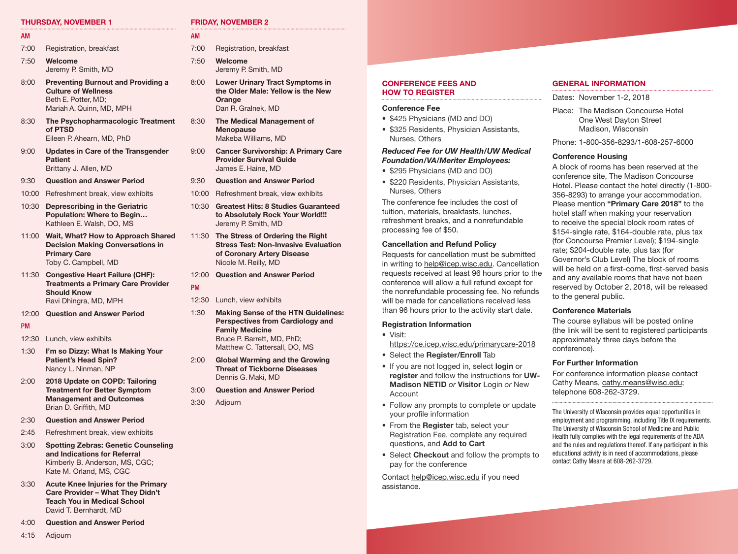## THURSDAY, NOVEMBER 1

**AM**

7:00 Registration, breakfast

7:50 **Welcome**
Jeremy P. Smith, MD

8:00 **Preventing Burnout and Providing a Culture of Wellness**
Beth E. Potter, MD; Mariah A. Quinn, MD, MPH

8:30 **The Psychopharmacologic Treatment of PTSD**
Eileen P. Ahearn, MD, PhD

9:00 **Updates in Care of the Transgender Patient**
Brittany J. Allen, MD

9:30 **Question and Answer Period**

10:00 Refreshment break, view exhibits

10:30 **Deprescribing in the Geriatric Population: Where to Begin…**
Kathleen E. Walsh, DO, MS

11:00 **Wait, What? How to Approach Shared Decision Making Conversations in Primary Care**
Toby C. Campbell, MD

11:30 **Congestive Heart Failure (CHF): Treatments a Primary Care Provider Should Know**
Ravi Dhingra, MD, MPH

12:00 **Question and Answer Period**

**PM**

12:30 Lunch, view exhibits

1:30 **I'm so Dizzy: What Is Making Your Patient's Head Spin?**
Nancy L. Ninman, NP

2:00 **2018 Update on COPD: Tailoring Treatment for Better Symptom Management and Outcomes**
Brian D. Griffith, MD

2:30 **Question and Answer Period**

2:45 Refreshment break, view exhibits

3:00 **Spotting Zebras: Genetic Counseling and Indications for Referral**
Kimberly B. Anderson, MS, CGC; Kate M. Orland, MS, CGC

3:30 **Acute Knee Injuries for the Primary Care Provider – What They Didn't Teach You in Medical School**
David T. Bernhardt, MD

4:00 **Question and Answer Period**

4:15 Adjourn

## FRIDAY, NOVEMBER 2

**AM**

7:00 Registration, breakfast

7:50 **Welcome**
Jeremy P. Smith, MD

8:00 **Lower Urinary Tract Symptoms in the Older Male: Yellow is the New Orange**
Dan R. Gralnek, MD

8:30 **The Medical Management of Menopause**
Makeba Williams, MD

9:00 **Cancer Survivorship: A Primary Care Provider Survival Guide**
James E. Haine, MD

9:30 **Question and Answer Period**

10:00 Refreshment break, view exhibits

10:30 **Greatest Hits: 8 Studies Guaranteed to Absolutely Rock Your World!!!**
Jeremy P. Smith, MD

11:30 **The Stress of Ordering the Right Stress Test: Non-Invasive Evaluation of Coronary Artery Disease**
Nicole M. Reilly, MD

12:00 **Question and Answer Period**

**PM**

12:30 Lunch, view exhibits

1:30 **Making Sense of the HTN Guidelines: Perspectives from Cardiology and Family Medicine**
Bruce P. Barrett, MD, PhD; Matthew C. Tattersall, DO, MS

2:00 **Global Warming and the Growing Threat of Tickborne Diseases**
Dennis G. Maki, MD

3:00 **Question and Answer Period**

3:30 Adjourn

## CONFERENCE FEES AND HOW TO REGISTER

### Conference Fee

- $425 Physicians (MD and DO)
- $325 Residents, Physician Assistants, Nurses, Others

***Reduced Fee for UW Health/UW Medical Foundation/VA/Meriter Employees:***

- $295 Physicians (MD and DO)
- $220 Residents, Physician Assistants, Nurses, Others

The conference fee includes the cost of tuition, materials, breakfasts, lunches, refreshment breaks, and a nonrefundable processing fee of $50.

### Cancellation and Refund Policy

Requests for cancellation must be submitted in writing to help@icep.wisc.edu. Cancellation requests received at least 96 hours prior to the conference will allow a full refund except for the nonrefundable processing fee. No refunds will be made for cancellations received less than 96 hours prior to the activity start date.

### Registration Information

- Visit: https://ce.icep.wisc.edu/primarycare-2018
- Select the **Register/Enroll** Tab
- If you are not logged in, select **login** or **register** and follow the instructions for **UW-Madison NETID** *or* **Visitor** Login *or* New Account
- Follow any prompts to complete or update your profile information
- From the **Register** tab, select your Registration Fee, complete any required questions, and **Add to Cart**
- Select **Checkout** and follow the prompts to pay for the conference

Contact help@icep.wisc.edu if you need assistance.

## GENERAL INFORMATION

Dates: November 1-2, 2018

Place: The Madison Concourse Hotel
One West Dayton Street
Madison, Wisconsin

Phone: 1-800-356-8293/1-608-257-6000

### Conference Housing

A block of rooms has been reserved at the conference site, The Madison Concourse Hotel. Please contact the hotel directly (1-800-356-8293) to arrange your accommodation. Please mention **"Primary Care 2018"** to the hotel staff when making your reservation to receive the special block room rates of $154-single rate, $164-double rate, plus tax (for Concourse Premier Level); $194-single rate; $204-double rate, plus tax (for Governor's Club Level) The block of rooms will be held on a first-come, first-served basis and any available rooms that have not been reserved by October 2, 2018, will be released to the general public.

### Conference Materials

The course syllabus will be posted online (the link will be sent to registered participants approximately three days before the conference).

### For Further Information

For conference information please contact Cathy Means, cathy.means@wisc.edu; telephone 608-262-3729.

The University of Wisconsin provides equal opportunities in employment and programming, including Title IX requirements. The University of Wisconsin School of Medicine and Public Health fully complies with the legal requirements of the ADA and the rules and regulations thereof. If any participant in this educational activity is in need of accommodations, please contact Cathy Means at 608-262-3729.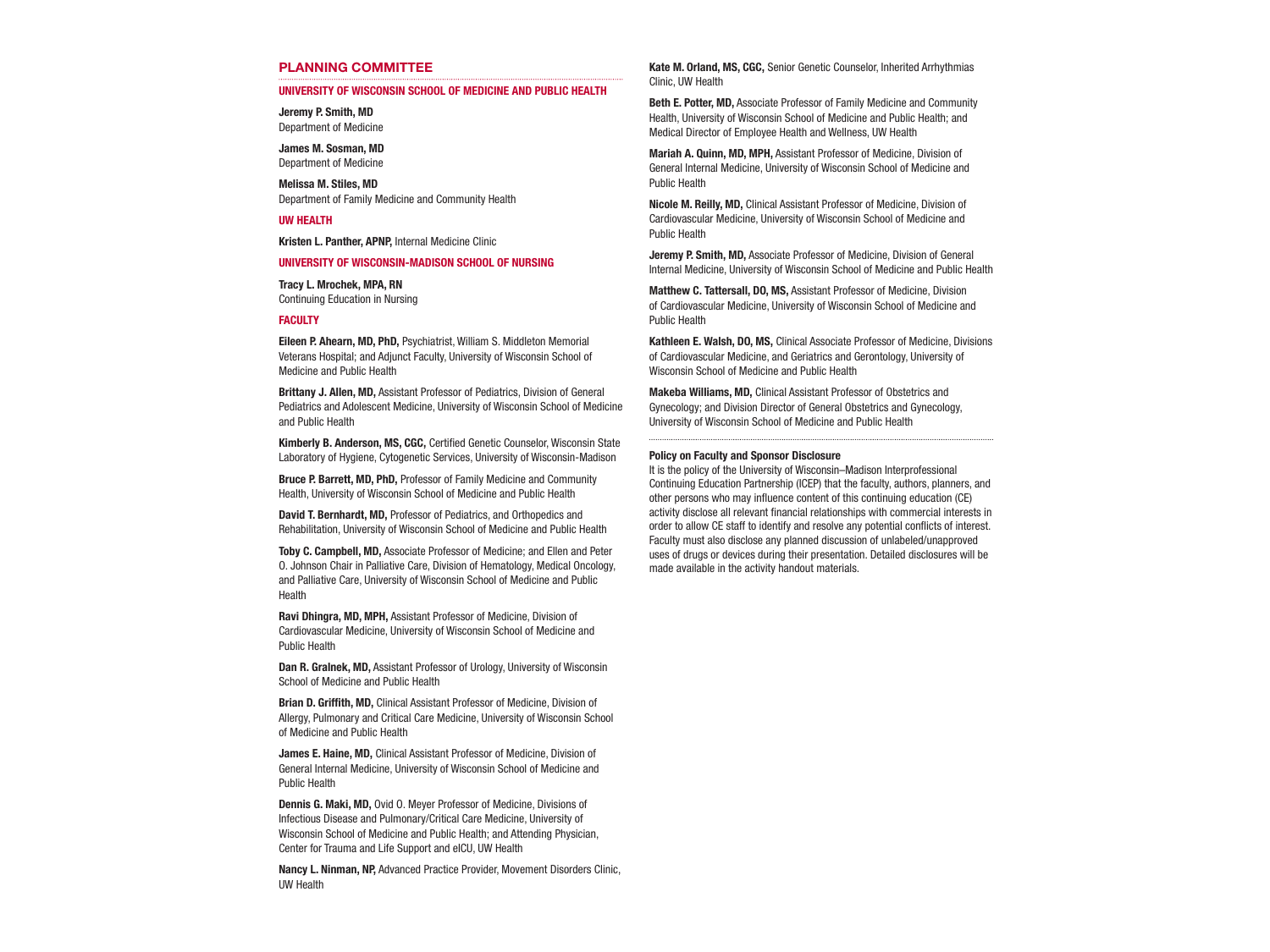## PLANNING COMMITTEE

### UNIVERSITY OF WISCONSIN SCHOOL OF MEDICINE AND PUBLIC HEALTH

**Jeremy P. Smith, MD**
Department of Medicine

**James M. Sosman, MD**
Department of Medicine

**Melissa M. Stiles, MD**
Department of Family Medicine and Community Health

### UW HEALTH

**Kristen L. Panther, APNP,** Internal Medicine Clinic

### UNIVERSITY OF WISCONSIN-MADISON SCHOOL OF NURSING

**Tracy L. Mrochek, MPA, RN**
Continuing Education in Nursing

### FACULTY

**Eileen P. Ahearn, MD, PhD,** Psychiatrist, William S. Middleton Memorial Veterans Hospital; and Adjunct Faculty, University of Wisconsin School of Medicine and Public Health

**Brittany J. Allen, MD,** Assistant Professor of Pediatrics, Division of General Pediatrics and Adolescent Medicine, University of Wisconsin School of Medicine and Public Health

**Kimberly B. Anderson, MS, CGC,** Certified Genetic Counselor, Wisconsin State Laboratory of Hygiene, Cytogenetic Services, University of Wisconsin-Madison

**Bruce P. Barrett, MD, PhD,** Professor of Family Medicine and Community Health, University of Wisconsin School of Medicine and Public Health

**David T. Bernhardt, MD,** Professor of Pediatrics, and Orthopedics and Rehabilitation, University of Wisconsin School of Medicine and Public Health

**Toby C. Campbell, MD,** Associate Professor of Medicine; and Ellen and Peter O. Johnson Chair in Palliative Care, Division of Hematology, Medical Oncology, and Palliative Care, University of Wisconsin School of Medicine and Public Health

**Ravi Dhingra, MD, MPH,** Assistant Professor of Medicine, Division of Cardiovascular Medicine, University of Wisconsin School of Medicine and Public Health

**Dan R. Gralnek, MD,** Assistant Professor of Urology, University of Wisconsin School of Medicine and Public Health

**Brian D. Griffith, MD,** Clinical Assistant Professor of Medicine, Division of Allergy, Pulmonary and Critical Care Medicine, University of Wisconsin School of Medicine and Public Health

**James E. Haine, MD,** Clinical Assistant Professor of Medicine, Division of General Internal Medicine, University of Wisconsin School of Medicine and Public Health

**Dennis G. Maki, MD,** Ovid O. Meyer Professor of Medicine, Divisions of Infectious Disease and Pulmonary/Critical Care Medicine, University of Wisconsin School of Medicine and Public Health; and Attending Physician, Center for Trauma and Life Support and eICU, UW Health

**Nancy L. Ninman, NP,** Advanced Practice Provider, Movement Disorders Clinic, UW Health

**Kate M. Orland, MS, CGC,** Senior Genetic Counselor, Inherited Arrhythmias Clinic, UW Health

**Beth E. Potter, MD,** Associate Professor of Family Medicine and Community Health, University of Wisconsin School of Medicine and Public Health; and Medical Director of Employee Health and Wellness, UW Health

**Mariah A. Quinn, MD, MPH,** Assistant Professor of Medicine, Division of General Internal Medicine, University of Wisconsin School of Medicine and Public Health

**Nicole M. Reilly, MD,** Clinical Assistant Professor of Medicine, Division of Cardiovascular Medicine, University of Wisconsin School of Medicine and Public Health

**Jeremy P. Smith, MD,** Associate Professor of Medicine, Division of General Internal Medicine, University of Wisconsin School of Medicine and Public Health

**Matthew C. Tattersall, DO, MS,** Assistant Professor of Medicine, Division of Cardiovascular Medicine, University of Wisconsin School of Medicine and Public Health

**Kathleen E. Walsh, DO, MS,** Clinical Associate Professor of Medicine, Divisions of Cardiovascular Medicine, and Geriatrics and Gerontology, University of Wisconsin School of Medicine and Public Health

**Makeba Williams, MD,** Clinical Assistant Professor of Obstetrics and Gynecology; and Division Director of General Obstetrics and Gynecology, University of Wisconsin School of Medicine and Public Health

**Policy on Faculty and Sponsor Disclosure**

It is the policy of the University of Wisconsin–Madison Interprofessional Continuing Education Partnership (ICEP) that the faculty, authors, planners, and other persons who may influence content of this continuing education (CE) activity disclose all relevant financial relationships with commercial interests in order to allow CE staff to identify and resolve any potential conflicts of interest. Faculty must also disclose any planned discussion of unlabeled/unapproved uses of drugs or devices during their presentation. Detailed disclosures will be made available in the activity handout materials.